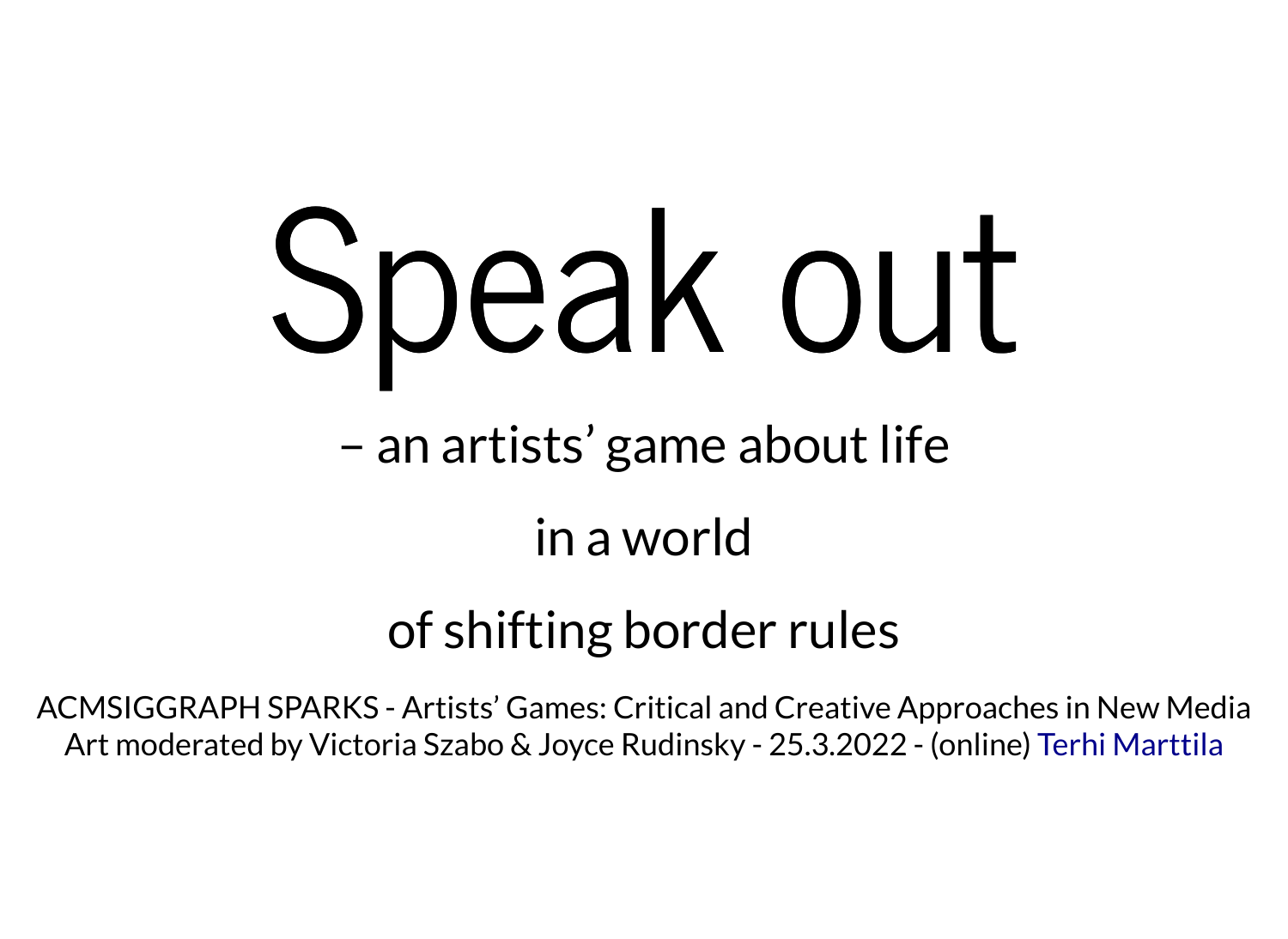# Speak out

– an artists' game about life

in a world

of shifting border rules

ACMSIGGRAPH SPARKS - Artists' Games: Critical and Creative Approaches in New Media Art moderated by Victoria Szabo & Joyce Rudinsky - 25.3.2022 - (online) Terhi Marttila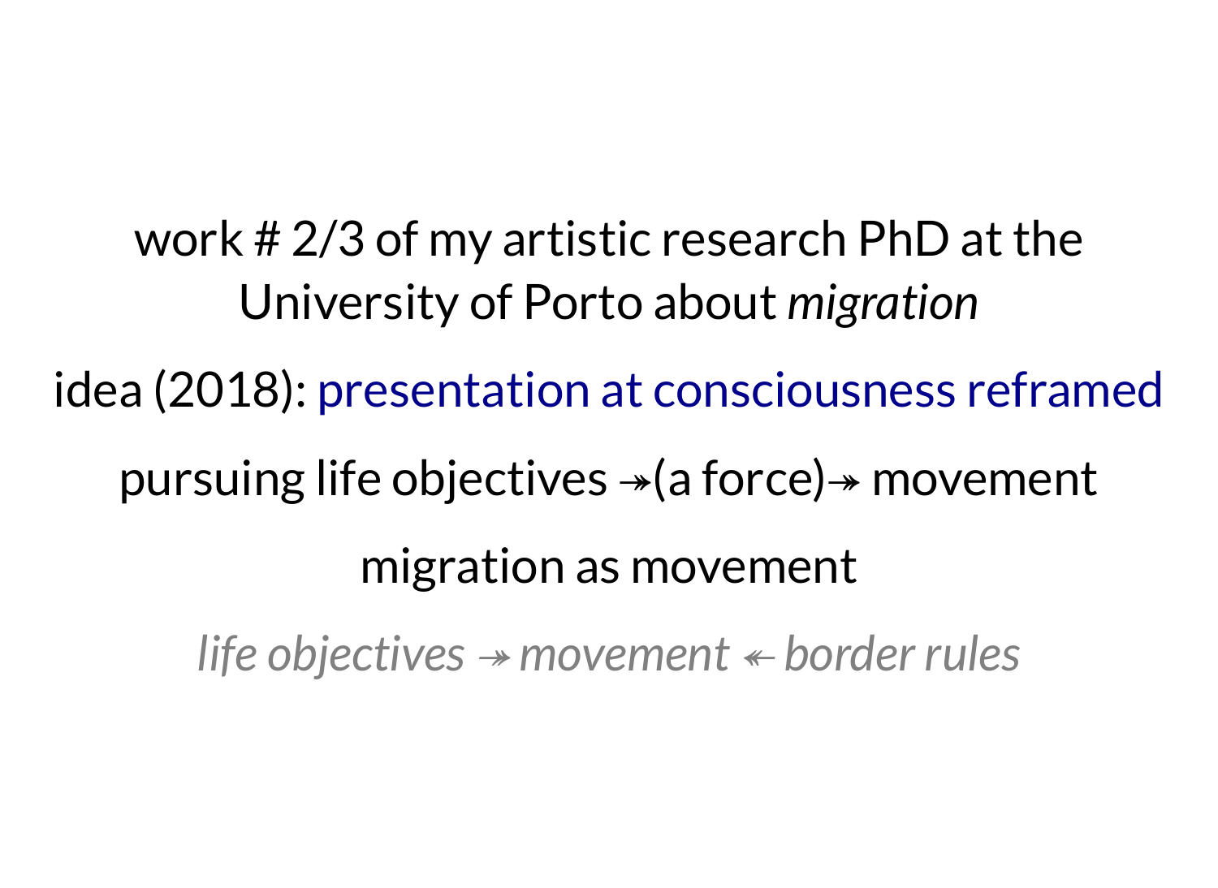work # 2/3 of my artistic research PhD at the University of Porto about *migration*

idea (2018): presentation at consciousness reframed

pursuing life objectives ↠(a force)↠ movement

migration as movement

*life objectives ↠ movement ↞ border rules*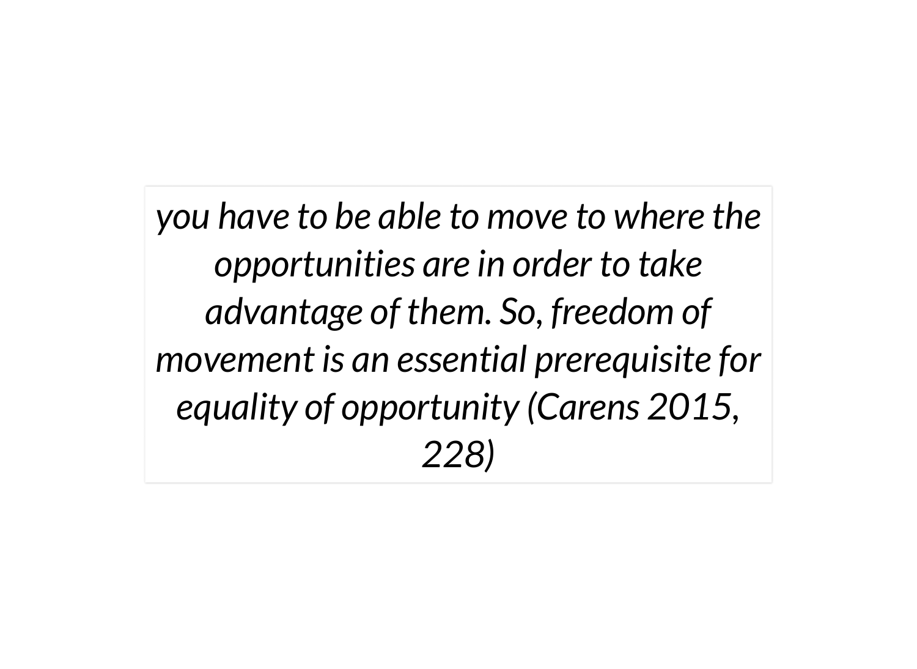*you have to be able to move to where the opportunities are in order to take advantage of them. So, freedom of movement is an essential prerequisite for equality of opportunity (Carens 2015, 228)*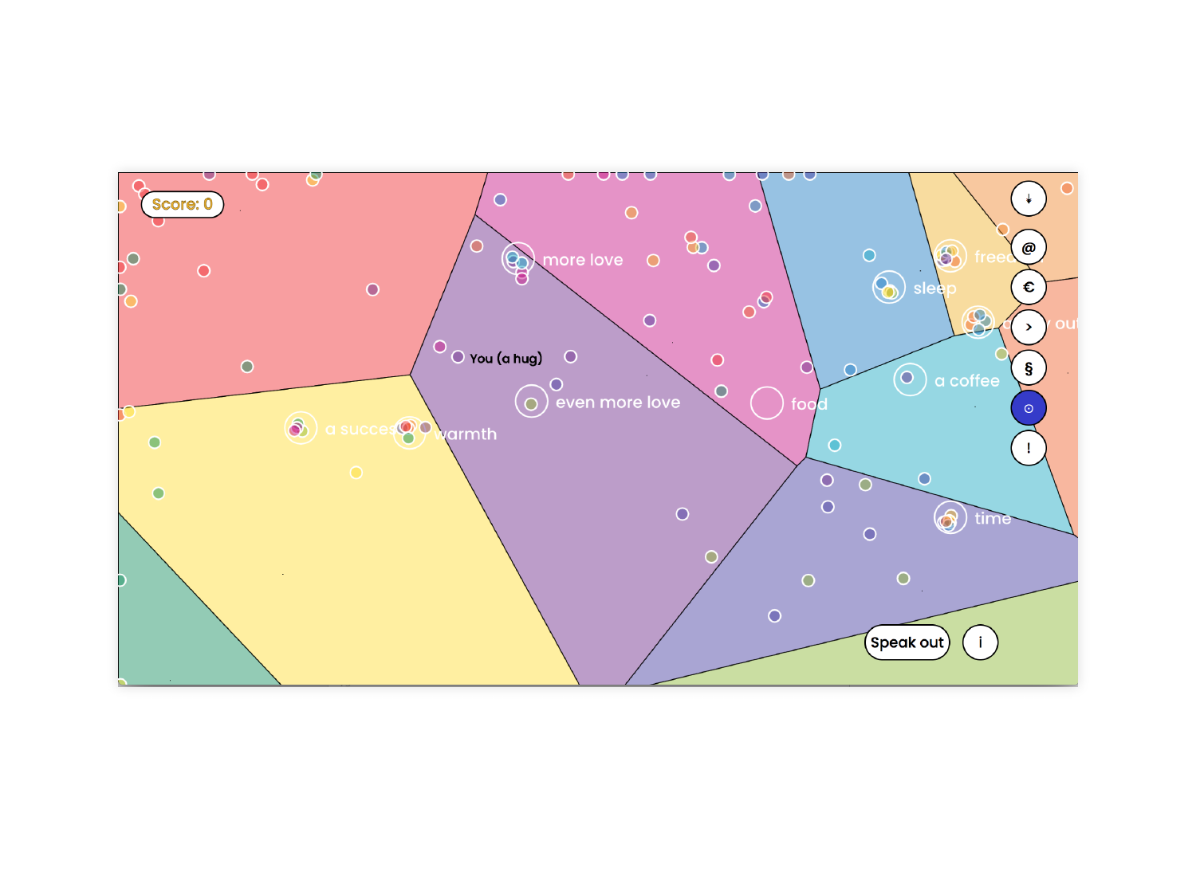Score: 0

more love

You (a hug)

even more love

food

sleep

a coffee

a success

warmth

time

Speak out

i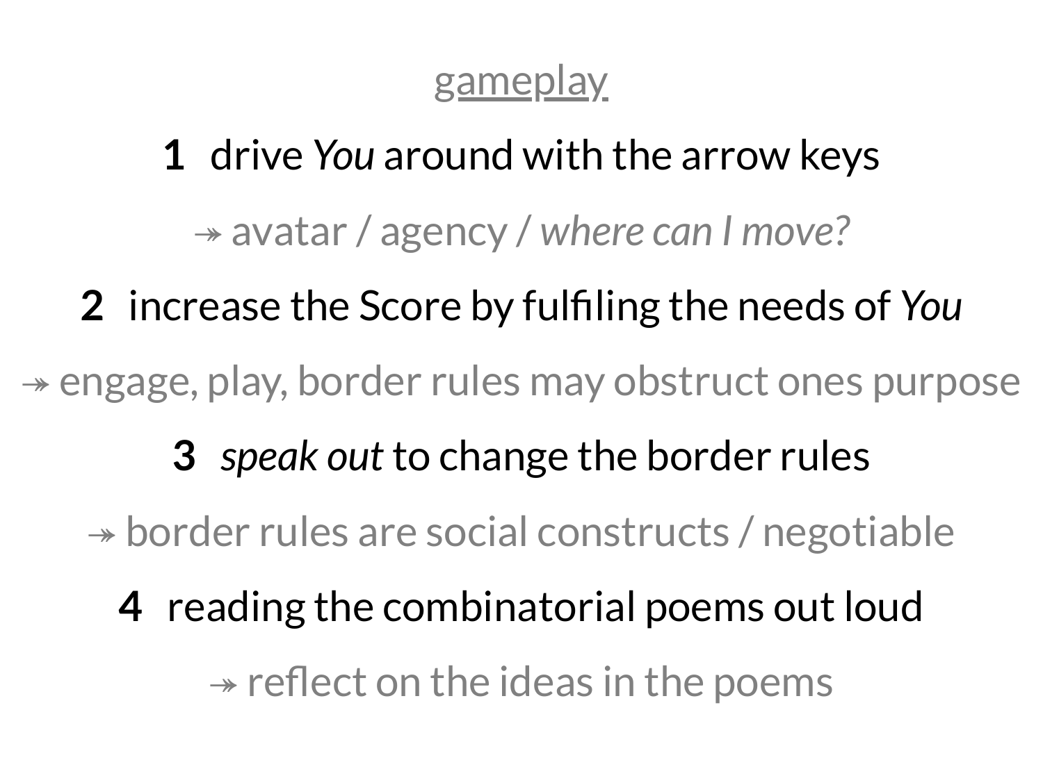## gameplay

**1** drive *You* around with the arrow keys

↠ avatar / agency / *where can I move?*

**2** increase the Score by fulfiling the needs of *You*

↠ engage, play, border rules may obstruct ones purpose

**3** *speak out* to change the border rules

↠ border rules are social constructs / negotiable

**4** reading the combinatorial poems out loud

↠ reflect on the ideas in the poems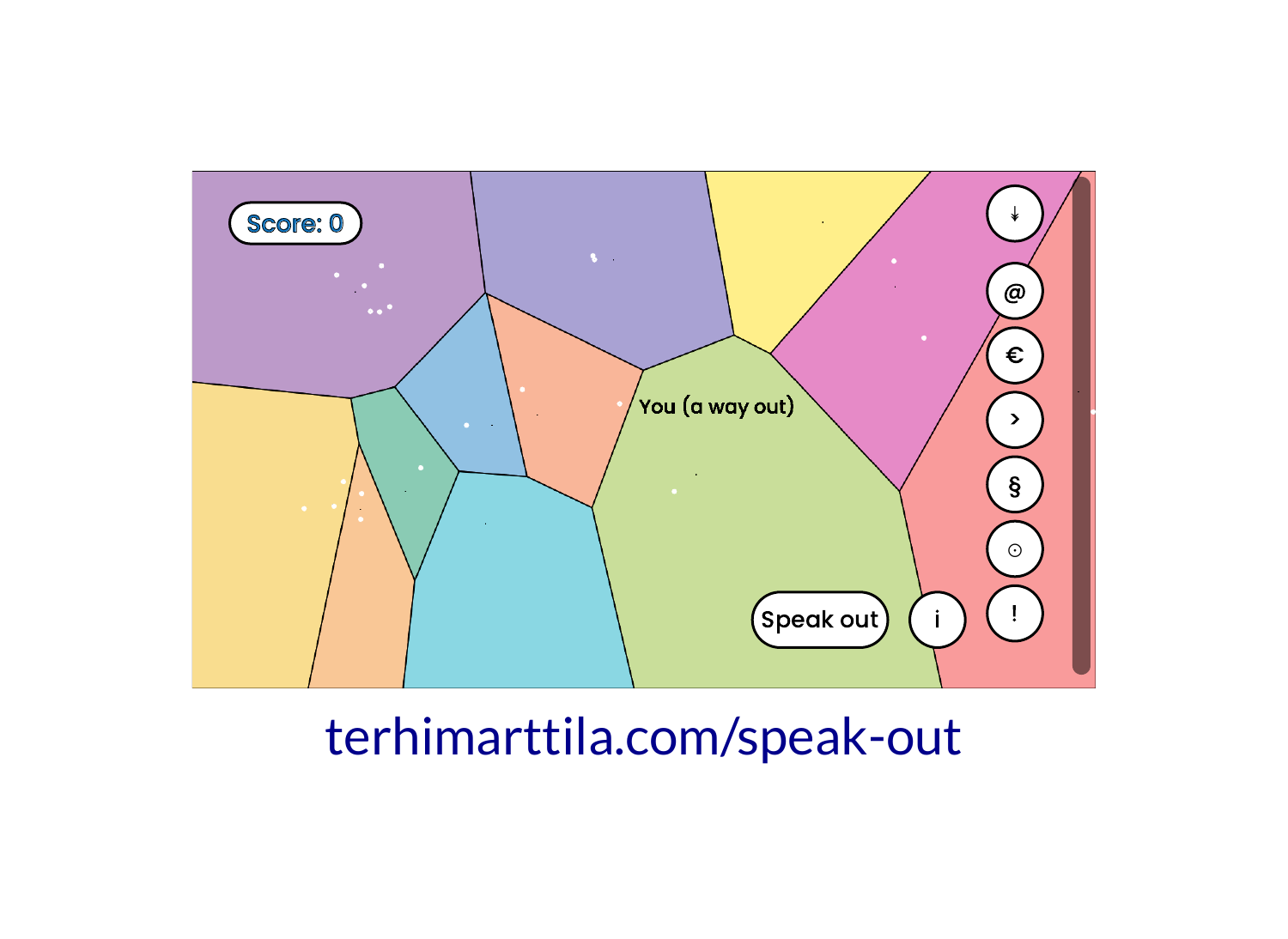Score: 0

You (a way out)

Speak out

i

↓

@

€

›

§

⊙

!

terhimarttila.com/speak-out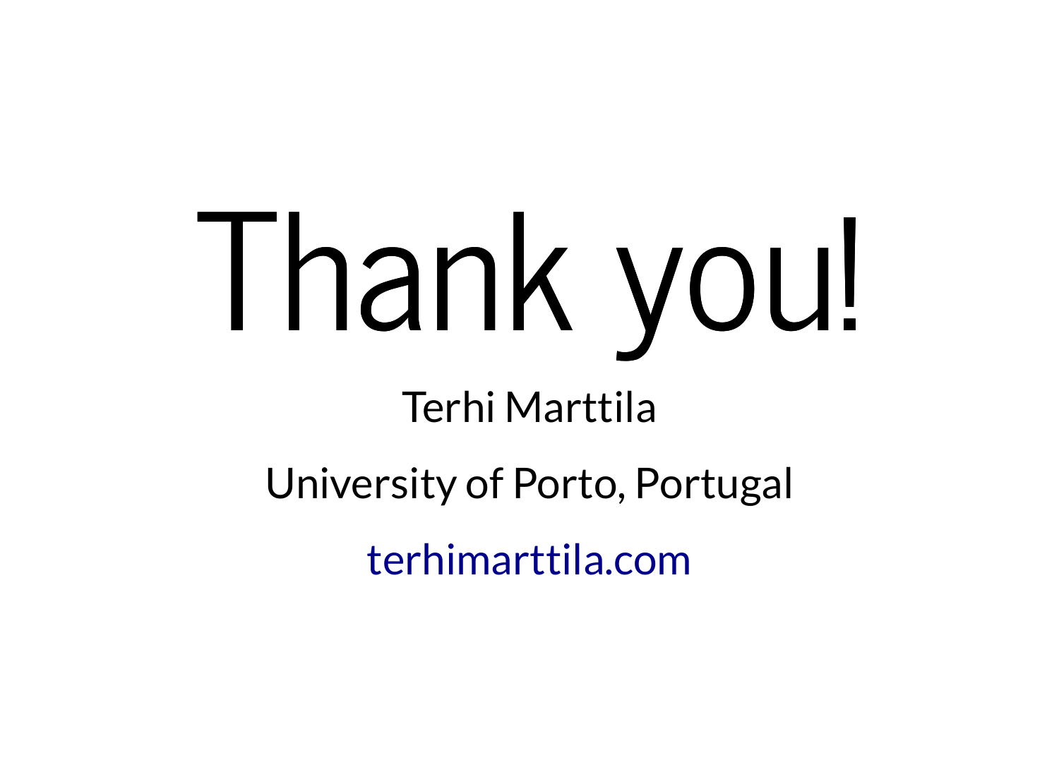# Thank you!

Terhi Marttila

University of Porto, Portugal

terhimarttila.com